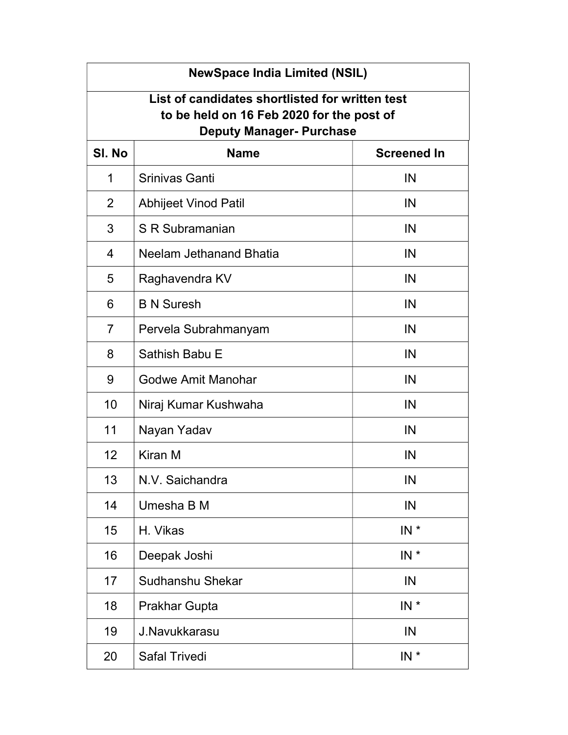**NewSpace India Limited (NSIL)**

**List of candidates shortlisted for written test to be held on 16 Feb 2020 for the post of Deputy Manager- Purchase**

| Sl. No | Name | Screened In |
|---|---|---|
| 1 | Srinivas Ganti | IN |
| 2 | Abhijeet Vinod Patil | IN |
| 3 | S R Subramanian | IN |
| 4 | Neelam Jethanand Bhatia | IN |
| 5 | Raghavendra KV | IN |
| 6 | B N Suresh | IN |
| 7 | Pervela Subrahmanyam | IN |
| 8 | Sathish Babu E | IN |
| 9 | Godwe Amit Manohar | IN |
| 10 | Niraj Kumar Kushwaha | IN |
| 11 | Nayan Yadav | IN |
| 12 | Kiran M | IN |
| 13 | N.V. Saichandra | IN |
| 14 | Umesha B M | IN |
| 15 | H. Vikas | IN * |
| 16 | Deepak Joshi | IN * |
| 17 | Sudhanshu Shekar | IN |
| 18 | Prakhar Gupta | IN * |
| 19 | J.Navukkarasu | IN |
| 20 | Safal Trivedi | IN * |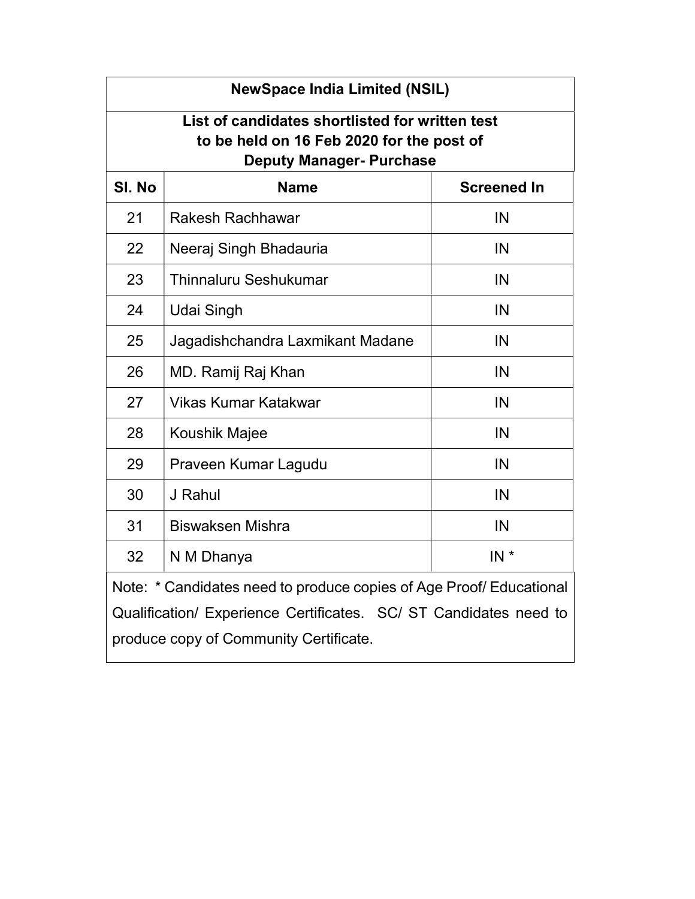| NewSpace India Limited (NSIL) | | |
|---|---|---|
| **List of candidates shortlisted for written test to be held on 16 Feb 2020 for the post of Deputy Manager- Purchase** | | |
| **Sl. No** | **Name** | **Screened In** |
| 21 | Rakesh Rachhawar | IN |
| 22 | Neeraj Singh Bhadauria | IN |
| 23 | Thinnaluru Seshukumar | IN |
| 24 | Udai Singh | IN |
| 25 | Jagadishchandra Laxmikant Madane | IN |
| 26 | MD. Ramij Raj Khan | IN |
| 27 | Vikas Kumar Katakwar | IN |
| 28 | Koushik Majee | IN |
| 29 | Praveen Kumar Lagudu | IN |
| 30 | J Rahul | IN |
| 31 | Biswaksen Mishra | IN |
| 32 | N M Dhanya | IN * |

Note: * Candidates need to produce copies of Age Proof/ Educational Qualification/ Experience Certificates. SC/ ST Candidates need to produce copy of Community Certificate.